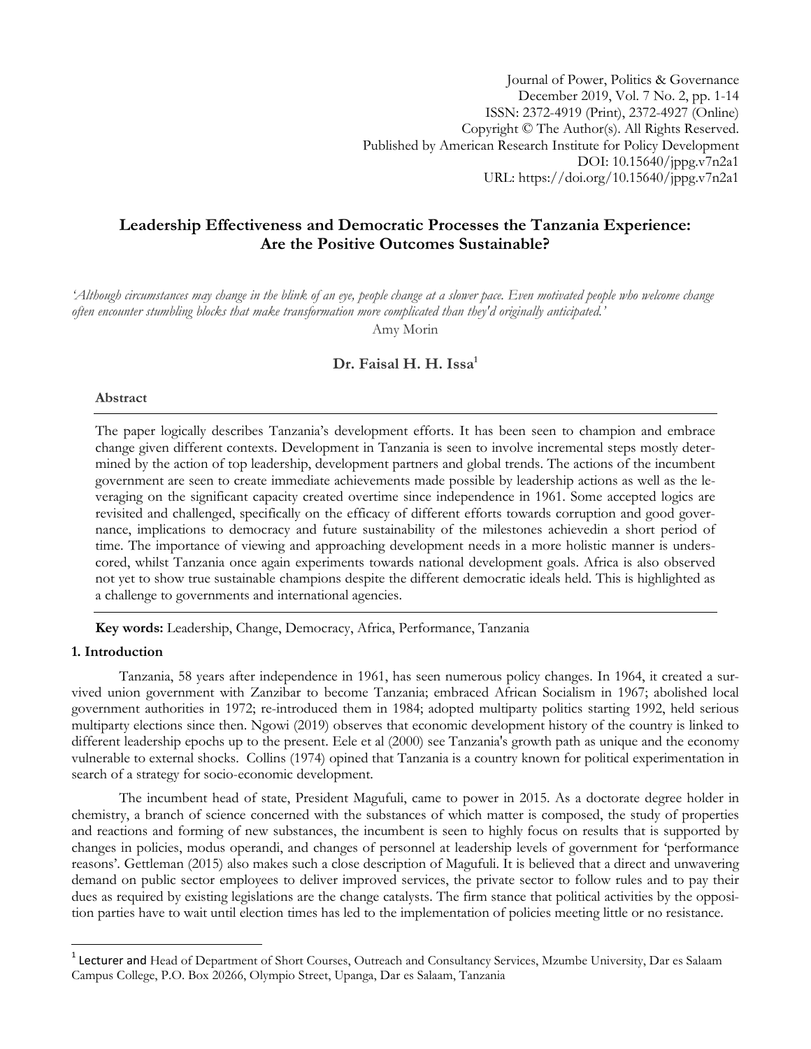Journal of Power, Politics & Governance
December 2019, Vol. 7 No. 2, pp. 1-14
ISSN: 2372-4919 (Print), 2372-4927 (Online)
Copyright © The Author(s). All Rights Reserved.
Published by American Research Institute for Policy Development
DOI: 10.15640/jppg.v7n2a1
URL: https://doi.org/10.15640/jppg.v7n2a1

# Leadership Effectiveness and Democratic Processes the Tanzania Experience: Are the Positive Outcomes Sustainable?

*'Although circumstances may change in the blink of an eye, people change at a slower pace. Even motivated people who welcome change often encounter stumbling blocks that make transformation more complicated than they'd originally anticipated.'*

Amy Morin

**Dr. Faisal H. H. Issa**[1]

**Abstract**

The paper logically describes Tanzania's development efforts. It has been seen to champion and embrace change given different contexts. Development in Tanzania is seen to involve incremental steps mostly determined by the action of top leadership, development partners and global trends. The actions of the incumbent government are seen to create immediate achievements made possible by leadership actions as well as the leveraging on the significant capacity created overtime since independence in 1961. Some accepted logics are revisited and challenged, specifically on the efficacy of different efforts towards corruption and good governance, implications to democracy and future sustainability of the milestones achievedin a short period of time. The importance of viewing and approaching development needs in a more holistic manner is underscored, whilst Tanzania once again experiments towards national development goals. Africa is also observed not yet to show true sustainable champions despite the different democratic ideals held. This is highlighted as a challenge to governments and international agencies.

**Key words:** Leadership, Change, Democracy, Africa, Performance, Tanzania

## 1. Introduction

Tanzania, 58 years after independence in 1961, has seen numerous policy changes. In 1964, it created a survived union government with Zanzibar to become Tanzania; embraced African Socialism in 1967; abolished local government authorities in 1972; re-introduced them in 1984; adopted multiparty politics starting 1992, held serious multiparty elections since then. Ngowi (2019) observes that economic development history of the country is linked to different leadership epochs up to the present. Eele et al (2000) see Tanzania's growth path as unique and the economy vulnerable to external shocks. Collins (1974) opined that Tanzania is a country known for political experimentation in search of a strategy for socio-economic development.

The incumbent head of state, President Magufuli, came to power in 2015. As a doctorate degree holder in chemistry, a branch of science concerned with the substances of which matter is composed, the study of properties and reactions and forming of new substances, the incumbent is seen to highly focus on results that is supported by changes in policies, modus operandi, and changes of personnel at leadership levels of government for 'performance reasons'. Gettleman (2015) also makes such a close description of Magufuli. It is believed that a direct and unwavering demand on public sector employees to deliver improved services, the private sector to follow rules and to pay their dues as required by existing legislations are the change catalysts. The firm stance that political activities by the opposition parties have to wait until election times has led to the implementation of policies meeting little or no resistance.

---

[1] Lecturer and Head of Department of Short Courses, Outreach and Consultancy Services, Mzumbe University, Dar es Salaam Campus College, P.O. Box 20266, Olympio Street, Upanga, Dar es Salaam, Tanzania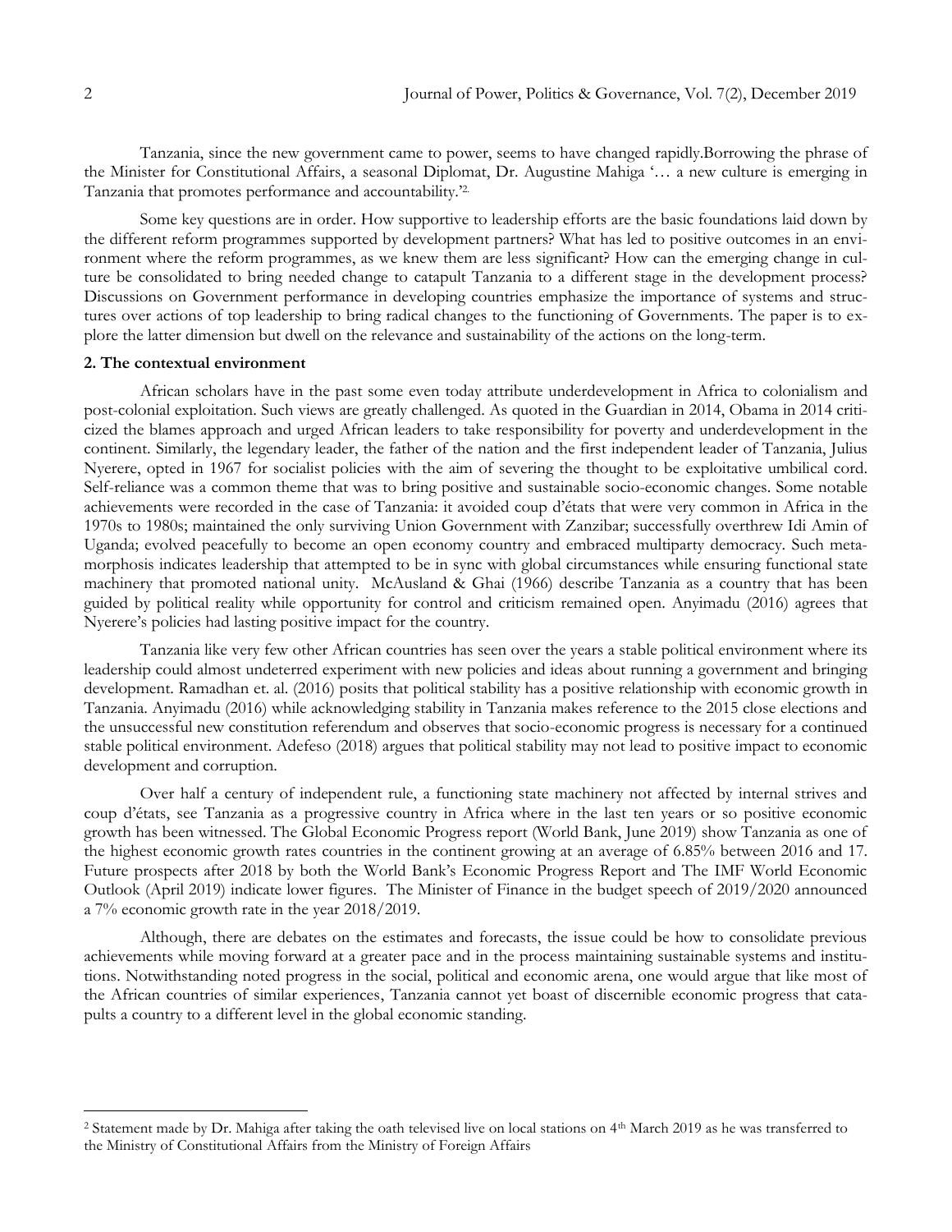Tanzania, since the new government came to power, seems to have changed rapidly.Borrowing the phrase of the Minister for Constitutional Affairs, a seasonal Diplomat, Dr. Augustine Mahiga '… a new culture is emerging in Tanzania that promotes performance and accountability.'[2]

Some key questions are in order. How supportive to leadership efforts are the basic foundations laid down by the different reform programmes supported by development partners? What has led to positive outcomes in an environment where the reform programmes, as we knew them are less significant? How can the emerging change in culture be consolidated to bring needed change to catapult Tanzania to a different stage in the development process? Discussions on Government performance in developing countries emphasize the importance of systems and structures over actions of top leadership to bring radical changes to the functioning of Governments. The paper is to explore the latter dimension but dwell on the relevance and sustainability of the actions on the long-term.

## 2. The contextual environment

African scholars have in the past some even today attribute underdevelopment in Africa to colonialism and post-colonial exploitation. Such views are greatly challenged. As quoted in the Guardian in 2014, Obama in 2014 criticized the blames approach and urged African leaders to take responsibility for poverty and underdevelopment in the continent. Similarly, the legendary leader, the father of the nation and the first independent leader of Tanzania, Julius Nyerere, opted in 1967 for socialist policies with the aim of severing the thought to be exploitative umbilical cord. Self-reliance was a common theme that was to bring positive and sustainable socio-economic changes. Some notable achievements were recorded in the case of Tanzania: it avoided coup d'états that were very common in Africa in the 1970s to 1980s; maintained the only surviving Union Government with Zanzibar; successfully overthrew Idi Amin of Uganda; evolved peacefully to become an open economy country and embraced multiparty democracy. Such metamorphosis indicates leadership that attempted to be in sync with global circumstances while ensuring functional state machinery that promoted national unity. McAusland & Ghai (1966) describe Tanzania as a country that has been guided by political reality while opportunity for control and criticism remained open. Anyimadu (2016) agrees that Nyerere's policies had lasting positive impact for the country.

Tanzania like very few other African countries has seen over the years a stable political environment where its leadership could almost undeterred experiment with new policies and ideas about running a government and bringing development. Ramadhan et. al. (2016) posits that political stability has a positive relationship with economic growth in Tanzania. Anyimadu (2016) while acknowledging stability in Tanzania makes reference to the 2015 close elections and the unsuccessful new constitution referendum and observes that socio-economic progress is necessary for a continued stable political environment. Adefeso (2018) argues that political stability may not lead to positive impact to economic development and corruption.

Over half a century of independent rule, a functioning state machinery not affected by internal strives and coup d'états, see Tanzania as a progressive country in Africa where in the last ten years or so positive economic growth has been witnessed. The Global Economic Progress report (World Bank, June 2019) show Tanzania as one of the highest economic growth rates countries in the continent growing at an average of 6.85% between 2016 and 17. Future prospects after 2018 by both the World Bank's Economic Progress Report and The IMF World Economic Outlook (April 2019) indicate lower figures. The Minister of Finance in the budget speech of 2019/2020 announced a 7% economic growth rate in the year 2018/2019.

Although, there are debates on the estimates and forecasts, the issue could be how to consolidate previous achievements while moving forward at a greater pace and in the process maintaining sustainable systems and institutions. Notwithstanding noted progress in the social, political and economic arena, one would argue that like most of the African countries of similar experiences, Tanzania cannot yet boast of discernible economic progress that catapults a country to a different level in the global economic standing.

---

[2] Statement made by Dr. Mahiga after taking the oath televised live on local stations on 4th March 2019 as he was transferred to the Ministry of Constitutional Affairs from the Ministry of Foreign Affairs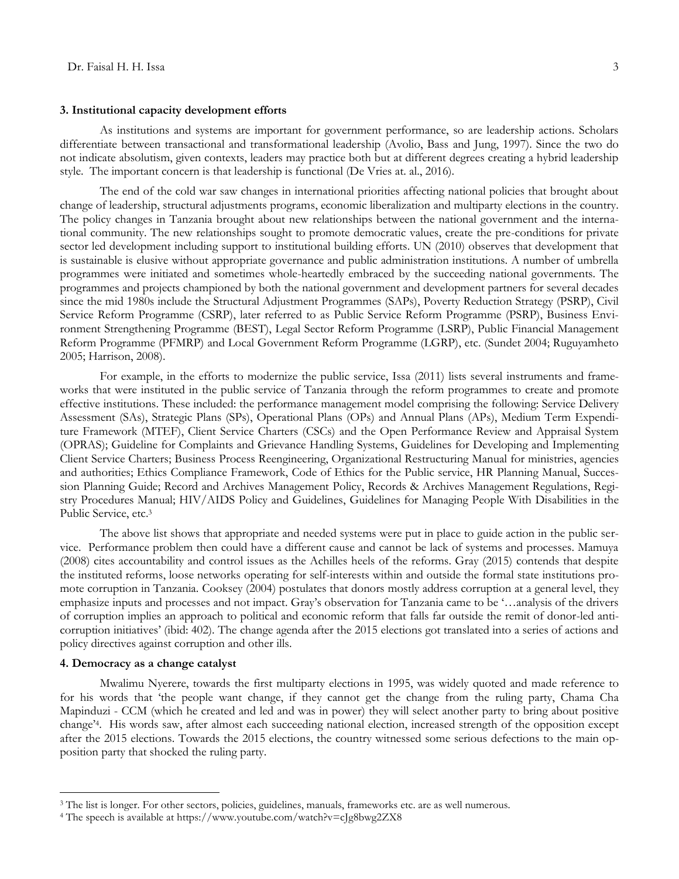### 3. Institutional capacity development efforts

As institutions and systems are important for government performance, so are leadership actions. Scholars differentiate between transactional and transformational leadership (Avolio, Bass and Jung, 1997). Since the two do not indicate absolutism, given contexts, leaders may practice both but at different degrees creating a hybrid leadership style. The important concern is that leadership is functional (De Vries at. al., 2016).

The end of the cold war saw changes in international priorities affecting national policies that brought about change of leadership, structural adjustments programs, economic liberalization and multiparty elections in the country. The policy changes in Tanzania brought about new relationships between the national government and the international community. The new relationships sought to promote democratic values, create the pre-conditions for private sector led development including support to institutional building efforts. UN (2010) observes that development that is sustainable is elusive without appropriate governance and public administration institutions. A number of umbrella programmes were initiated and sometimes whole-heartedly embraced by the succeeding national governments. The programmes and projects championed by both the national government and development partners for several decades since the mid 1980s include the Structural Adjustment Programmes (SAPs), Poverty Reduction Strategy (PSRP), Civil Service Reform Programme (CSRP), later referred to as Public Service Reform Programme (PSRP), Business Environment Strengthening Programme (BEST), Legal Sector Reform Programme (LSRP), Public Financial Management Reform Programme (PFMRP) and Local Government Reform Programme (LGRP), etc. (Sundet 2004; Ruguyamheto 2005; Harrison, 2008).

For example, in the efforts to modernize the public service, Issa (2011) lists several instruments and frameworks that were instituted in the public service of Tanzania through the reform programmes to create and promote effective institutions. These included: the performance management model comprising the following: Service Delivery Assessment (SAs), Strategic Plans (SPs), Operational Plans (OPs) and Annual Plans (APs), Medium Term Expenditure Framework (MTEF), Client Service Charters (CSCs) and the Open Performance Review and Appraisal System (OPRAS); Guideline for Complaints and Grievance Handling Systems, Guidelines for Developing and Implementing Client Service Charters; Business Process Reengineering, Organizational Restructuring Manual for ministries, agencies and authorities; Ethics Compliance Framework, Code of Ethics for the Public service, HR Planning Manual, Succession Planning Guide; Record and Archives Management Policy, Records & Archives Management Regulations, Registry Procedures Manual; HIV/AIDS Policy and Guidelines, Guidelines for Managing People With Disabilities in the Public Service, etc.[3]

The above list shows that appropriate and needed systems were put in place to guide action in the public service. Performance problem then could have a different cause and cannot be lack of systems and processes. Mamuya (2008) cites accountability and control issues as the Achilles heels of the reforms. Gray (2015) contends that despite the instituted reforms, loose networks operating for self-interests within and outside the formal state institutions promote corruption in Tanzania. Cooksey (2004) postulates that donors mostly address corruption at a general level, they emphasize inputs and processes and not impact. Gray's observation for Tanzania came to be '…analysis of the drivers of corruption implies an approach to political and economic reform that falls far outside the remit of donor-led anti-corruption initiatives' (ibid: 402). The change agenda after the 2015 elections got translated into a series of actions and policy directives against corruption and other ills.

### 4. Democracy as a change catalyst

Mwalimu Nyerere, towards the first multiparty elections in 1995, was widely quoted and made reference to for his words that 'the people want change, if they cannot get the change from the ruling party, Chama Cha Mapinduzi - CCM (which he created and led and was in power) they will select another party to bring about positive change'[4]. His words saw, after almost each succeeding national election, increased strength of the opposition except after the 2015 elections. Towards the 2015 elections, the country witnessed some serious defections to the main opposition party that shocked the ruling party.

---

[3] The list is longer. For other sectors, policies, guidelines, manuals, frameworks etc. are as well numerous.

[4] The speech is available at https://www.youtube.com/watch?v=eJg8bwg2ZX8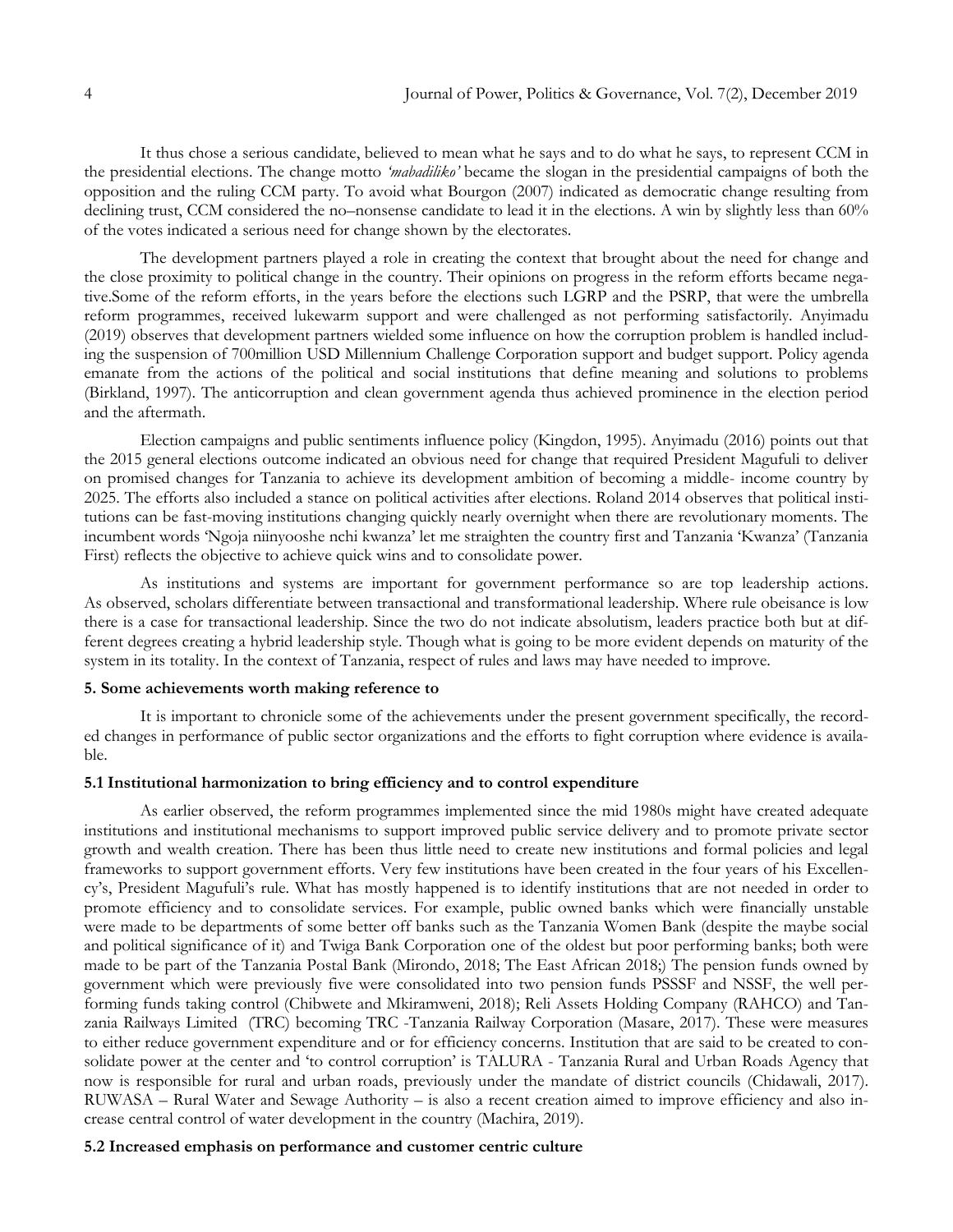It thus chose a serious candidate, believed to mean what he says and to do what he says, to represent CCM in the presidential elections. The change motto *'mabadiliko'* became the slogan in the presidential campaigns of both the opposition and the ruling CCM party. To avoid what Bourgon (2007) indicated as democratic change resulting from declining trust, CCM considered the no–nonsense candidate to lead it in the elections. A win by slightly less than 60% of the votes indicated a serious need for change shown by the electorates.

The development partners played a role in creating the context that brought about the need for change and the close proximity to political change in the country. Their opinions on progress in the reform efforts became negative.Some of the reform efforts, in the years before the elections such LGRP and the PSRP, that were the umbrella reform programmes, received lukewarm support and were challenged as not performing satisfactorily. Anyimadu (2019) observes that development partners wielded some influence on how the corruption problem is handled including the suspension of 700million USD Millennium Challenge Corporation support and budget support. Policy agenda emanate from the actions of the political and social institutions that define meaning and solutions to problems (Birkland, 1997). The anticorruption and clean government agenda thus achieved prominence in the election period and the aftermath.

Election campaigns and public sentiments influence policy (Kingdon, 1995). Anyimadu (2016) points out that the 2015 general elections outcome indicated an obvious need for change that required President Magufuli to deliver on promised changes for Tanzania to achieve its development ambition of becoming a middle- income country by 2025. The efforts also included a stance on political activities after elections. Roland 2014 observes that political institutions can be fast-moving institutions changing quickly nearly overnight when there are revolutionary moments. The incumbent words 'Ngoja niinyooshe nchi kwanza' let me straighten the country first and Tanzania 'Kwanza' (Tanzania First) reflects the objective to achieve quick wins and to consolidate power.

As institutions and systems are important for government performance so are top leadership actions. As observed, scholars differentiate between transactional and transformational leadership. Where rule obeisance is low there is a case for transactional leadership. Since the two do not indicate absolutism, leaders practice both but at different degrees creating a hybrid leadership style. Though what is going to be more evident depends on maturity of the system in its totality. In the context of Tanzania, respect of rules and laws may have needed to improve.

## 5. Some achievements worth making reference to

It is important to chronicle some of the achievements under the present government specifically, the recorded changes in performance of public sector organizations and the efforts to fight corruption where evidence is available.

### 5.1 Institutional harmonization to bring efficiency and to control expenditure

As earlier observed, the reform programmes implemented since the mid 1980s might have created adequate institutions and institutional mechanisms to support improved public service delivery and to promote private sector growth and wealth creation. There has been thus little need to create new institutions and formal policies and legal frameworks to support government efforts. Very few institutions have been created in the four years of his Excellency's, President Magufuli's rule. What has mostly happened is to identify institutions that are not needed in order to promote efficiency and to consolidate services. For example, public owned banks which were financially unstable were made to be departments of some better off banks such as the Tanzania Women Bank (despite the maybe social and political significance of it) and Twiga Bank Corporation one of the oldest but poor performing banks; both were made to be part of the Tanzania Postal Bank (Mirondo, 2018; The East African 2018;) The pension funds owned by government which were previously five were consolidated into two pension funds PSSSF and NSSF, the well performing funds taking control (Chibwete and Mkiramweni, 2018); Reli Assets Holding Company (RAHCO) and Tanzania Railways Limited (TRC) becoming TRC -Tanzania Railway Corporation (Masare, 2017). These were measures to either reduce government expenditure and or for efficiency concerns. Institution that are said to be created to consolidate power at the center and 'to control corruption' is TALURA - Tanzania Rural and Urban Roads Agency that now is responsible for rural and urban roads, previously under the mandate of district councils (Chidawali, 2017). RUWASA – Rural Water and Sewage Authority – is also a recent creation aimed to improve efficiency and also increase central control of water development in the country (Machira, 2019).

### 5.2 Increased emphasis on performance and customer centric culture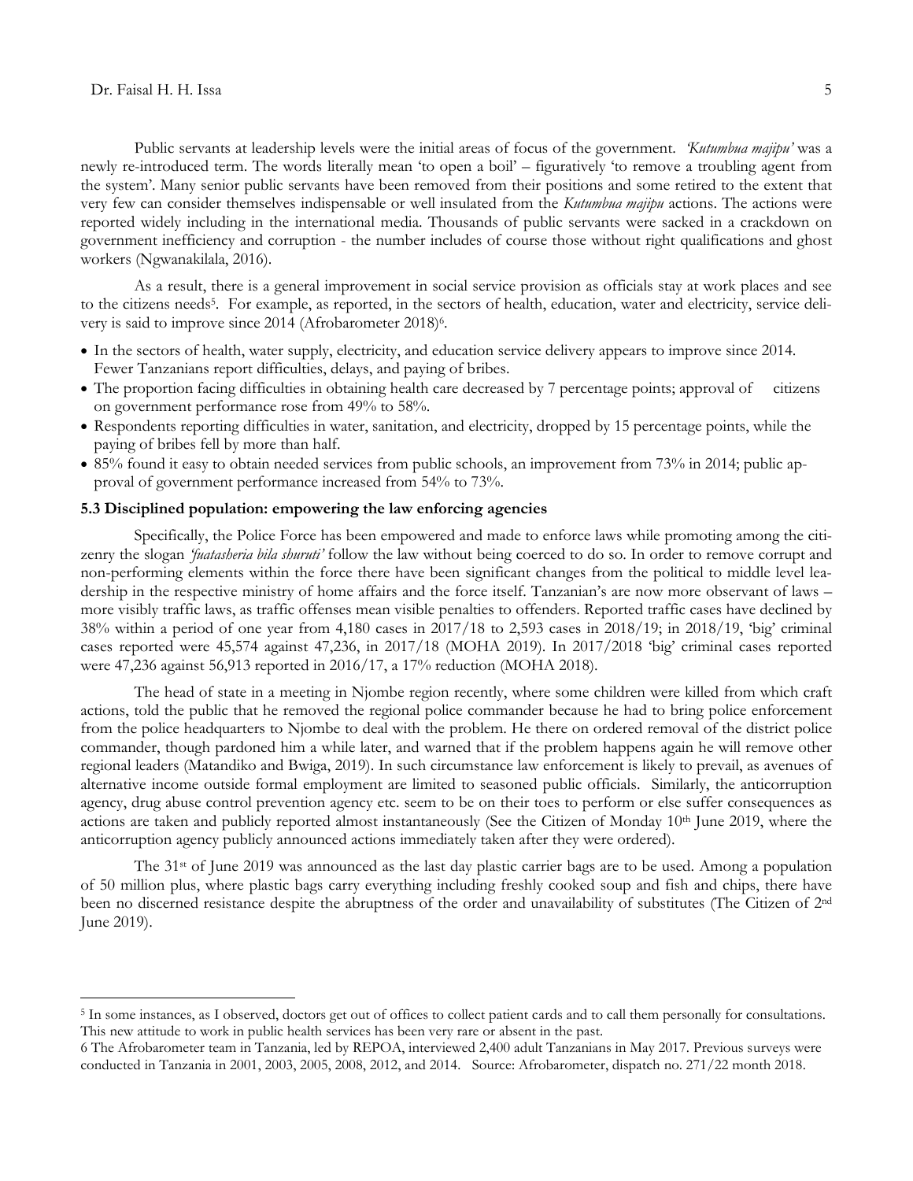Public servants at leadership levels were the initial areas of focus of the government. *'Kutumbua majipu'* was a newly re-introduced term. The words literally mean 'to open a boil' – figuratively 'to remove a troubling agent from the system'. Many senior public servants have been removed from their positions and some retired to the extent that very few can consider themselves indispensable or well insulated from the *Kutumbua majipu* actions. The actions were reported widely including in the international media. Thousands of public servants were sacked in a crackdown on government inefficiency and corruption - the number includes of course those without right qualifications and ghost workers (Ngwanakilala, 2016).

As a result, there is a general improvement in social service provision as officials stay at work places and see to the citizens needs[5]. For example, as reported, in the sectors of health, education, water and electricity, service delivery is said to improve since 2014 (Afrobarometer 2018)[6].

- In the sectors of health, water supply, electricity, and education service delivery appears to improve since 2014. Fewer Tanzanians report difficulties, delays, and paying of bribes.
- The proportion facing difficulties in obtaining health care decreased by 7 percentage points; approval of citizens on government performance rose from 49% to 58%.
- Respondents reporting difficulties in water, sanitation, and electricity, dropped by 15 percentage points, while the paying of bribes fell by more than half.
- 85% found it easy to obtain needed services from public schools, an improvement from 73% in 2014; public approval of government performance increased from 54% to 73%.

### 5.3 Disciplined population: empowering the law enforcing agencies

Specifically, the Police Force has been empowered and made to enforce laws while promoting among the citizenry the slogan *'fuatasheria bila shuruti'* follow the law without being coerced to do so. In order to remove corrupt and non-performing elements within the force there have been significant changes from the political to middle level leadership in the respective ministry of home affairs and the force itself. Tanzanian's are now more observant of laws – more visibly traffic laws, as traffic offenses mean visible penalties to offenders. Reported traffic cases have declined by 38% within a period of one year from 4,180 cases in 2017/18 to 2,593 cases in 2018/19; in 2018/19, 'big' criminal cases reported were 45,574 against 47,236, in 2017/18 (MOHA 2019). In 2017/2018 'big' criminal cases reported were 47,236 against 56,913 reported in 2016/17, a 17% reduction (MOHA 2018).

The head of state in a meeting in Njombe region recently, where some children were killed from which craft actions, told the public that he removed the regional police commander because he had to bring police enforcement from the police headquarters to Njombe to deal with the problem. He there on ordered removal of the district police commander, though pardoned him a while later, and warned that if the problem happens again he will remove other regional leaders (Matandiko and Bwiga, 2019). In such circumstance law enforcement is likely to prevail, as avenues of alternative income outside formal employment are limited to seasoned public officials. Similarly, the anticorruption agency, drug abuse control prevention agency etc. seem to be on their toes to perform or else suffer consequences as actions are taken and publicly reported almost instantaneously (See the Citizen of Monday 10th June 2019, where the anticorruption agency publicly announced actions immediately taken after they were ordered).

The 31st of June 2019 was announced as the last day plastic carrier bags are to be used. Among a population of 50 million plus, where plastic bags carry everything including freshly cooked soup and fish and chips, there have been no discerned resistance despite the abruptness of the order and unavailability of substitutes (The Citizen of 2nd June 2019).

---

[5] In some instances, as I observed, doctors get out of offices to collect patient cards and to call them personally for consultations. This new attitude to work in public health services has been very rare or absent in the past.

[6] The Afrobarometer team in Tanzania, led by REPOA, interviewed 2,400 adult Tanzanians in May 2017. Previous surveys were conducted in Tanzania in 2001, 2003, 2005, 2008, 2012, and 2014. Source: Afrobarometer, dispatch no. 271/22 month 2018.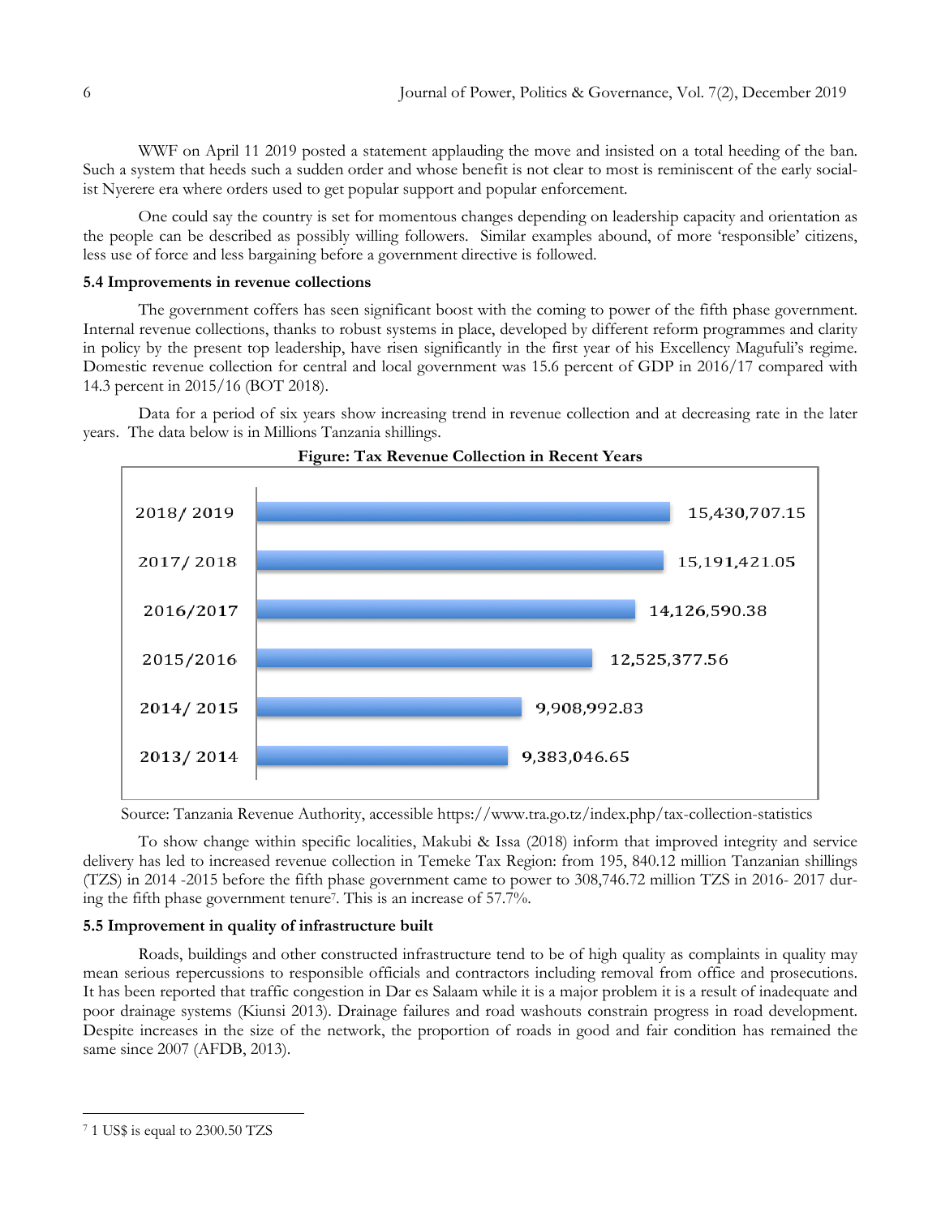WWF on April 11 2019 posted a statement applauding the move and insisted on a total heeding of the ban. Such a system that heeds such a sudden order and whose benefit is not clear to most is reminiscent of the early socialist Nyerere era where orders used to get popular support and popular enforcement.

One could say the country is set for momentous changes depending on leadership capacity and orientation as the people can be described as possibly willing followers. Similar examples abound, of more 'responsible' citizens, less use of force and less bargaining before a government directive is followed.

### 5.4 Improvements in revenue collections

The government coffers has seen significant boost with the coming to power of the fifth phase government. Internal revenue collections, thanks to robust systems in place, developed by different reform programmes and clarity in policy by the present top leadership, have risen significantly in the first year of his Excellency Magufuli's regime. Domestic revenue collection for central and local government was 15.6 percent of GDP in 2016/17 compared with 14.3 percent in 2015/16 (BOT 2018).

Data for a period of six years show increasing trend in revenue collection and at decreasing rate in the later years. The data below is in Millions Tanzania shillings.

**Figure: Tax Revenue Collection in Recent Years**

| Year | Tax Revenue (Millions TZS) |
| --- | --- |
| 2018/ 2019 | 15,430,707.15 |
| 2017/ 2018 | 15,191,421.05 |
| 2016/2017 | 14,126,590.38 |
| 2015/2016 | 12,525,377.56 |
| 2014/ 2015 | 9,908,992.83 |
| 2013/ 2014 | 9,383,046.65 |

Source: Tanzania Revenue Authority, accessible https://www.tra.go.tz/index.php/tax-collection-statistics

To show change within specific localities, Makubi & Issa (2018) inform that improved integrity and service delivery has led to increased revenue collection in Temeke Tax Region: from 195, 840.12 million Tanzanian shillings (TZS) in 2014 -2015 before the fifth phase government came to power to 308,746.72 million TZS in 2016- 2017 during the fifth phase government tenure[7]. This is an increase of 57.7%.

### 5.5 Improvement in quality of infrastructure built

Roads, buildings and other constructed infrastructure tend to be of high quality as complaints in quality may mean serious repercussions to responsible officials and contractors including removal from office and prosecutions. It has been reported that traffic congestion in Dar es Salaam while it is a major problem it is a result of inadequate and poor drainage systems (Kiunsi 2013). Drainage failures and road washouts constrain progress in road development. Despite increases in the size of the network, the proportion of roads in good and fair condition has remained the same since 2007 (AFDB, 2013).

---

[7] 1 US$ is equal to 2300.50 TZS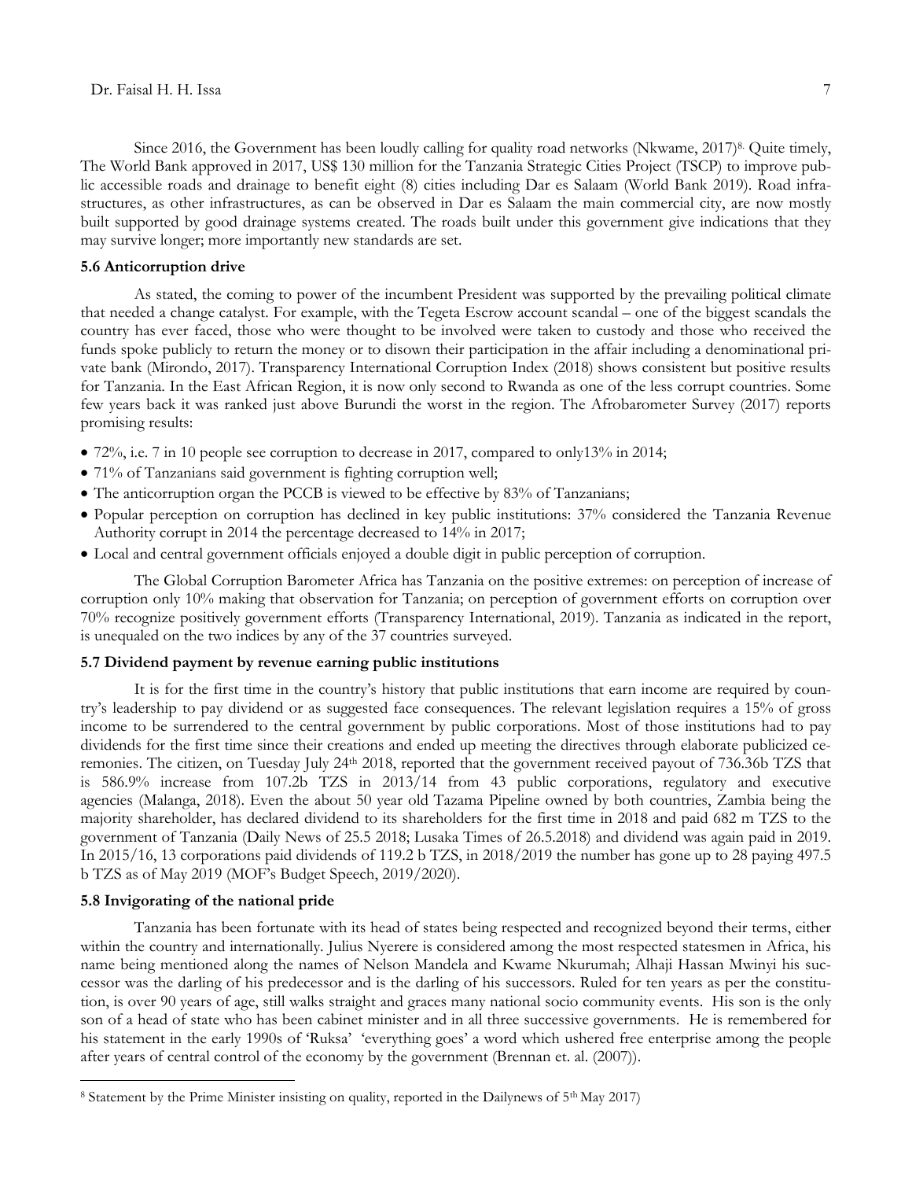Since 2016, the Government has been loudly calling for quality road networks (Nkwame, 2017)[8]. Quite timely, The World Bank approved in 2017, US$ 130 million for the Tanzania Strategic Cities Project (TSCP) to improve public accessible roads and drainage to benefit eight (8) cities including Dar es Salaam (World Bank 2019). Road infrastructures, as other infrastructures, as can be observed in Dar es Salaam the main commercial city, are now mostly built supported by good drainage systems created. The roads built under this government give indications that they may survive longer; more importantly new standards are set.

### 5.6 Anticorruption drive

As stated, the coming to power of the incumbent President was supported by the prevailing political climate that needed a change catalyst. For example, with the Tegeta Escrow account scandal – one of the biggest scandals the country has ever faced, those who were thought to be involved were taken to custody and those who received the funds spoke publicly to return the money or to disown their participation in the affair including a denominational private bank (Mirondo, 2017). Transparency International Corruption Index (2018) shows consistent but positive results for Tanzania. In the East African Region, it is now only second to Rwanda as one of the less corrupt countries. Some few years back it was ranked just above Burundi the worst in the region. The Afrobarometer Survey (2017) reports promising results:

- 72%, i.e. 7 in 10 people see corruption to decrease in 2017, compared to only13% in 2014;
- 71% of Tanzanians said government is fighting corruption well;
- The anticorruption organ the PCCB is viewed to be effective by 83% of Tanzanians;
- Popular perception on corruption has declined in key public institutions: 37% considered the Tanzania Revenue Authority corrupt in 2014 the percentage decreased to 14% in 2017;
- Local and central government officials enjoyed a double digit in public perception of corruption.

The Global Corruption Barometer Africa has Tanzania on the positive extremes: on perception of increase of corruption only 10% making that observation for Tanzania; on perception of government efforts on corruption over 70% recognize positively government efforts (Transparency International, 2019). Tanzania as indicated in the report, is unequaled on the two indices by any of the 37 countries surveyed.

### 5.7 Dividend payment by revenue earning public institutions

It is for the first time in the country's history that public institutions that earn income are required by country's leadership to pay dividend or as suggested face consequences. The relevant legislation requires a 15% of gross income to be surrendered to the central government by public corporations. Most of those institutions had to pay dividends for the first time since their creations and ended up meeting the directives through elaborate publicized ceremonies. The citizen, on Tuesday July 24th 2018, reported that the government received payout of 736.36b TZS that is 586.9% increase from 107.2b TZS in 2013/14 from 43 public corporations, regulatory and executive agencies (Malanga, 2018). Even the about 50 year old Tazama Pipeline owned by both countries, Zambia being the majority shareholder, has declared dividend to its shareholders for the first time in 2018 and paid 682 m TZS to the government of Tanzania (Daily News of 25.5 2018; Lusaka Times of 26.5.2018) and dividend was again paid in 2019. In 2015/16, 13 corporations paid dividends of 119.2 b TZS, in 2018/2019 the number has gone up to 28 paying 497.5 b TZS as of May 2019 (MOF's Budget Speech, 2019/2020).

### 5.8 Invigorating of the national pride

Tanzania has been fortunate with its head of states being respected and recognized beyond their terms, either within the country and internationally. Julius Nyerere is considered among the most respected statesmen in Africa, his name being mentioned along the names of Nelson Mandela and Kwame Nkurumah; Alhaji Hassan Mwinyi his successor was the darling of his predecessor and is the darling of his successors. Ruled for ten years as per the constitution, is over 90 years of age, still walks straight and graces many national socio community events. His son is the only son of a head of state who has been cabinet minister and in all three successive governments. He is remembered for his statement in the early 1990s of 'Ruksa' 'everything goes' a word which ushered free enterprise among the people after years of central control of the economy by the government (Brennan et. al. (2007)).

---

[8] Statement by the Prime Minister insisting on quality, reported in the Dailynews of 5th May 2017)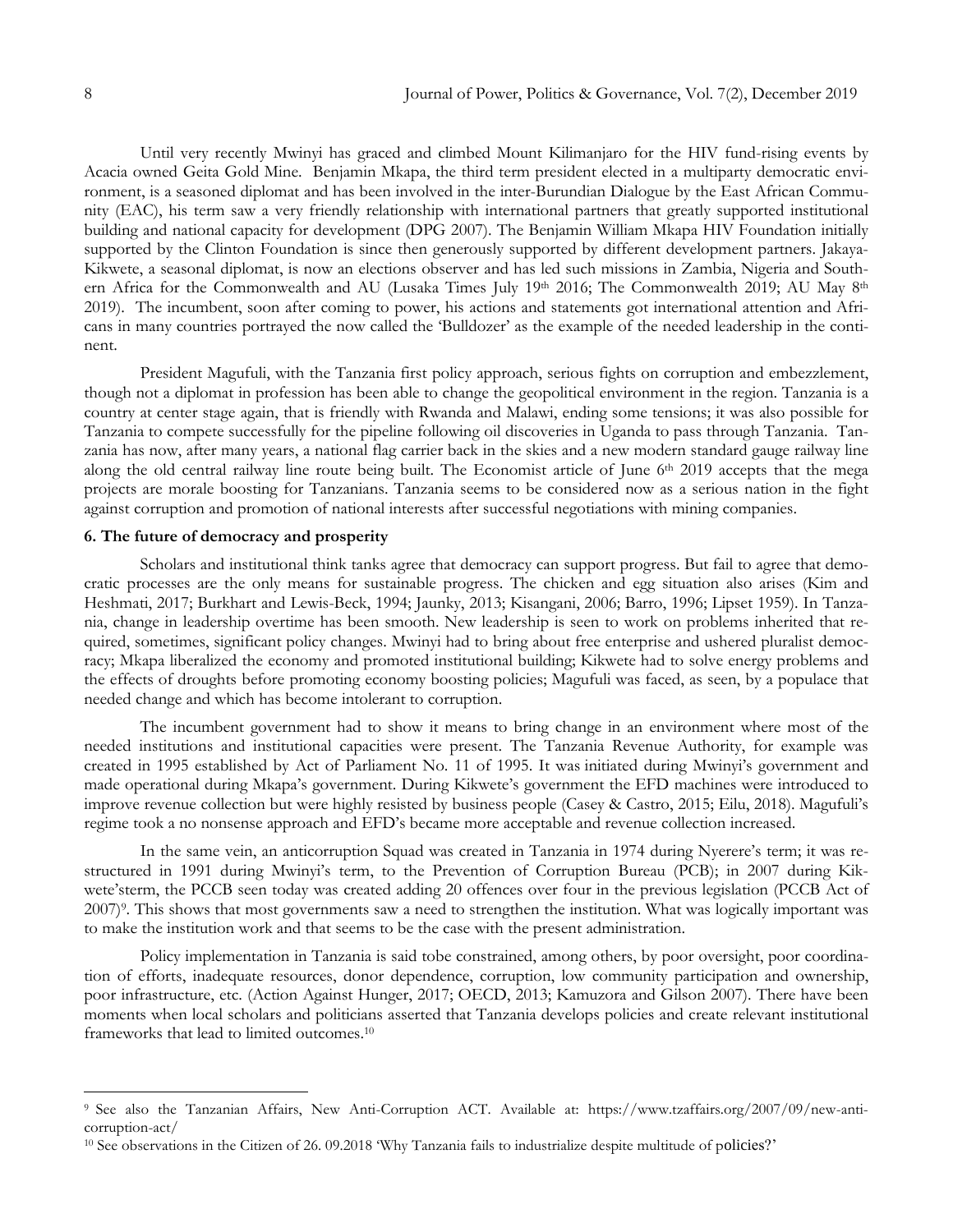Until very recently Mwinyi has graced and climbed Mount Kilimanjaro for the HIV fund-rising events by Acacia owned Geita Gold Mine. Benjamin Mkapa, the third term president elected in a multiparty democratic environment, is a seasoned diplomat and has been involved in the inter-Burundian Dialogue by the East African Community (EAC), his term saw a very friendly relationship with international partners that greatly supported institutional building and national capacity for development (DPG 2007). The Benjamin William Mkapa HIV Foundation initially supported by the Clinton Foundation is since then generously supported by different development partners. Jakaya-Kikwete, a seasonal diplomat, is now an elections observer and has led such missions in Zambia, Nigeria and Southern Africa for the Commonwealth and AU (Lusaka Times July 19th 2016; The Commonwealth 2019; AU May 8th 2019). The incumbent, soon after coming to power, his actions and statements got international attention and Africans in many countries portrayed the now called the 'Bulldozer' as the example of the needed leadership in the continent.

President Magufuli, with the Tanzania first policy approach, serious fights on corruption and embezzlement, though not a diplomat in profession has been able to change the geopolitical environment in the region. Tanzania is a country at center stage again, that is friendly with Rwanda and Malawi, ending some tensions; it was also possible for Tanzania to compete successfully for the pipeline following oil discoveries in Uganda to pass through Tanzania. Tanzania has now, after many years, a national flag carrier back in the skies and a new modern standard gauge railway line along the old central railway line route being built. The Economist article of June 6th 2019 accepts that the mega projects are morale boosting for Tanzanians. Tanzania seems to be considered now as a serious nation in the fight against corruption and promotion of national interests after successful negotiations with mining companies.

## 6. The future of democracy and prosperity

Scholars and institutional think tanks agree that democracy can support progress. But fail to agree that democratic processes are the only means for sustainable progress. The chicken and egg situation also arises (Kim and Heshmati, 2017; Burkhart and Lewis-Beck, 1994; Jaunky, 2013; Kisangani, 2006; Barro, 1996; Lipset 1959). In Tanzania, change in leadership overtime has been smooth. New leadership is seen to work on problems inherited that required, sometimes, significant policy changes. Mwinyi had to bring about free enterprise and ushered pluralist democracy; Mkapa liberalized the economy and promoted institutional building; Kikwete had to solve energy problems and the effects of droughts before promoting economy boosting policies; Magufuli was faced, as seen, by a populace that needed change and which has become intolerant to corruption.

The incumbent government had to show it means to bring change in an environment where most of the needed institutions and institutional capacities were present. The Tanzania Revenue Authority, for example was created in 1995 established by Act of Parliament No. 11 of 1995. It was initiated during Mwinyi's government and made operational during Mkapa's government. During Kikwete's government the EFD machines were introduced to improve revenue collection but were highly resisted by business people (Casey & Castro, 2015; Eilu, 2018). Magufuli's regime took a no nonsense approach and EFD's became more acceptable and revenue collection increased.

In the same vein, an anticorruption Squad was created in Tanzania in 1974 during Nyerere's term; it was restructured in 1991 during Mwinyi's term, to the Prevention of Corruption Bureau (PCB); in 2007 during Kikwete'sterm, the PCCB seen today was created adding 20 offences over four in the previous legislation (PCCB Act of 2007)[9]. This shows that most governments saw a need to strengthen the institution. What was logically important was to make the institution work and that seems to be the case with the present administration.

Policy implementation in Tanzania is said tobe constrained, among others, by poor oversight, poor coordination of efforts, inadequate resources, donor dependence, corruption, low community participation and ownership, poor infrastructure, etc. (Action Against Hunger, 2017; OECD, 2013; Kamuzora and Gilson 2007). There have been moments when local scholars and politicians asserted that Tanzania develops policies and create relevant institutional frameworks that lead to limited outcomes.[10]

---

[9] See also the Tanzanian Affairs, New Anti-Corruption ACT. Available at: https://www.tzaffairs.org/2007/09/new-anti-corruption-act/

[10] See observations in the Citizen of 26. 09.2018 'Why Tanzania fails to industrialize despite multitude of policies?'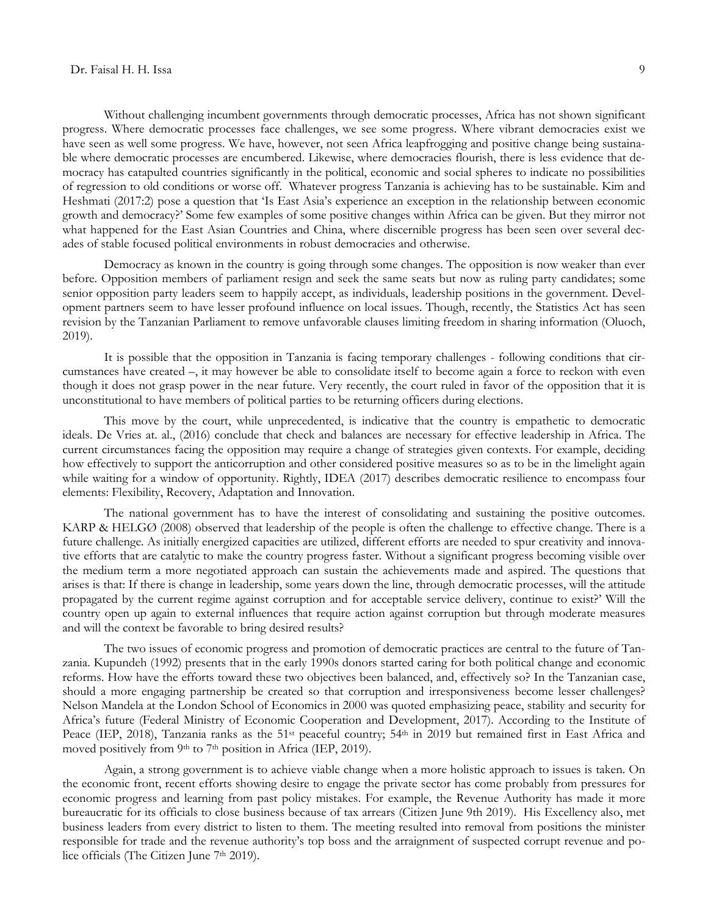Without challenging incumbent governments through democratic processes, Africa has not shown significant progress. Where democratic processes face challenges, we see some progress. Where vibrant democracies exist we have seen as well some progress. We have, however, not seen Africa leapfrogging and positive change being sustainable where democratic processes are encumbered. Likewise, where democracies flourish, there is less evidence that democracy has catapulted countries significantly in the political, economic and social spheres to indicate no possibilities of regression to old conditions or worse off. Whatever progress Tanzania is achieving has to be sustainable. Kim and Heshmati (2017:2) pose a question that 'Is East Asia's experience an exception in the relationship between economic growth and democracy?' Some few examples of some positive changes within Africa can be given. But they mirror not what happened for the East Asian Countries and China, where discernible progress has been seen over several decades of stable focused political environments in robust democracies and otherwise.

Democracy as known in the country is going through some changes. The opposition is now weaker than ever before. Opposition members of parliament resign and seek the same seats but now as ruling party candidates; some senior opposition party leaders seem to happily accept, as individuals, leadership positions in the government. Development partners seem to have lesser profound influence on local issues. Though, recently, the Statistics Act has seen revision by the Tanzanian Parliament to remove unfavorable clauses limiting freedom in sharing information (Oluoch, 2019).

It is possible that the opposition in Tanzania is facing temporary challenges - following conditions that circumstances have created –, it may however be able to consolidate itself to become again a force to reckon with even though it does not grasp power in the near future. Very recently, the court ruled in favor of the opposition that it is unconstitutional to have members of political parties to be returning officers during elections.

This move by the court, while unprecedented, is indicative that the country is empathetic to democratic ideals. De Vries at. al., (2016) conclude that check and balances are necessary for effective leadership in Africa. The current circumstances facing the opposition may require a change of strategies given contexts. For example, deciding how effectively to support the anticorruption and other considered positive measures so as to be in the limelight again while waiting for a window of opportunity. Rightly, IDEA (2017) describes democratic resilience to encompass four elements: Flexibility, Recovery, Adaptation and Innovation.

The national government has to have the interest of consolidating and sustaining the positive outcomes. KARP & HELGØ (2008) observed that leadership of the people is often the challenge to effective change. There is a future challenge. As initially energized capacities are utilized, different efforts are needed to spur creativity and innovative efforts that are catalytic to make the country progress faster. Without a significant progress becoming visible over the medium term a more negotiated approach can sustain the achievements made and aspired. The questions that arises is that: If there is change in leadership, some years down the line, through democratic processes, will the attitude propagated by the current regime against corruption and for acceptable service delivery, continue to exist?' Will the country open up again to external influences that require action against corruption but through moderate measures and will the context be favorable to bring desired results?

The two issues of economic progress and promotion of democratic practices are central to the future of Tanzania. Kupundeh (1992) presents that in the early 1990s donors started caring for both political change and economic reforms. How have the efforts toward these two objectives been balanced, and, effectively so? In the Tanzanian case, should a more engaging partnership be created so that corruption and irresponsiveness become lesser challenges? Nelson Mandela at the London School of Economics in 2000 was quoted emphasizing peace, stability and security for Africa's future (Federal Ministry of Economic Cooperation and Development, 2017). According to the Institute of Peace (IEP, 2018), Tanzania ranks as the 51st peaceful country; 54th in 2019 but remained first in East Africa and moved positively from 9th to 7th position in Africa (IEP, 2019).

Again, a strong government is to achieve viable change when a more holistic approach to issues is taken. On the economic front, recent efforts showing desire to engage the private sector has come probably from pressures for economic progress and learning from past policy mistakes. For example, the Revenue Authority has made it more bureaucratic for its officials to close business because of tax arrears (Citizen June 9th 2019). His Excellency also, met business leaders from every district to listen to them. The meeting resulted into removal from positions the minister responsible for trade and the revenue authority's top boss and the arraignment of suspected corrupt revenue and police officials (The Citizen June 7th 2019).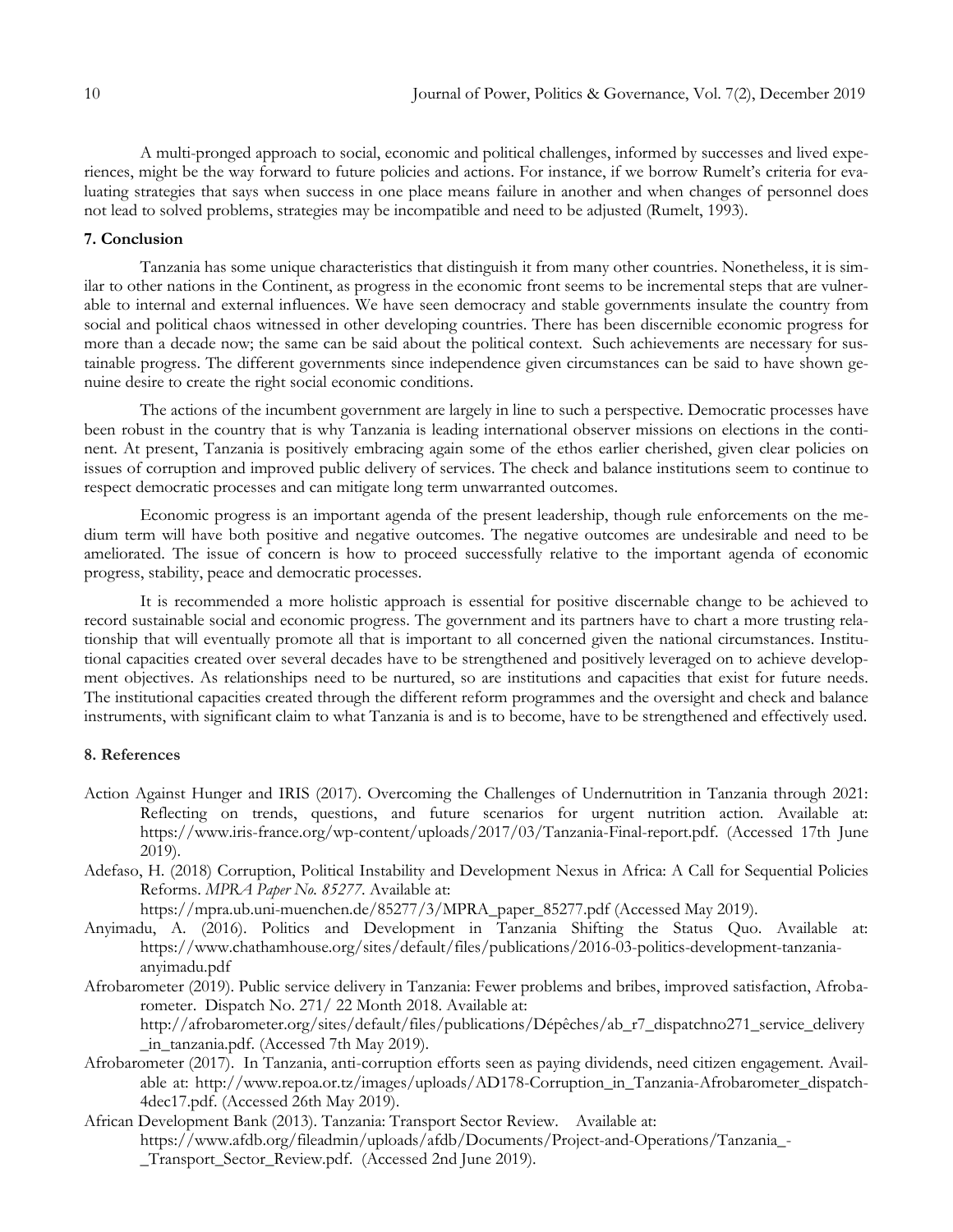A multi-pronged approach to social, economic and political challenges, informed by successes and lived experiences, might be the way forward to future policies and actions. For instance, if we borrow Rumelt's criteria for evaluating strategies that says when success in one place means failure in another and when changes of personnel does not lead to solved problems, strategies may be incompatible and need to be adjusted (Rumelt, 1993).

## 7. Conclusion

Tanzania has some unique characteristics that distinguish it from many other countries. Nonetheless, it is similar to other nations in the Continent, as progress in the economic front seems to be incremental steps that are vulnerable to internal and external influences. We have seen democracy and stable governments insulate the country from social and political chaos witnessed in other developing countries. There has been discernible economic progress for more than a decade now; the same can be said about the political context. Such achievements are necessary for sustainable progress. The different governments since independence given circumstances can be said to have shown genuine desire to create the right social economic conditions.

The actions of the incumbent government are largely in line to such a perspective. Democratic processes have been robust in the country that is why Tanzania is leading international observer missions on elections in the continent. At present, Tanzania is positively embracing again some of the ethos earlier cherished, given clear policies on issues of corruption and improved public delivery of services. The check and balance institutions seem to continue to respect democratic processes and can mitigate long term unwarranted outcomes.

Economic progress is an important agenda of the present leadership, though rule enforcements on the medium term will have both positive and negative outcomes. The negative outcomes are undesirable and need to be ameliorated. The issue of concern is how to proceed successfully relative to the important agenda of economic progress, stability, peace and democratic processes.

It is recommended a more holistic approach is essential for positive discernable change to be achieved to record sustainable social and economic progress. The government and its partners have to chart a more trusting relationship that will eventually promote all that is important to all concerned given the national circumstances. Institutional capacities created over several decades have to be strengthened and positively leveraged on to achieve development objectives. As relationships need to be nurtured, so are institutions and capacities that exist for future needs. The institutional capacities created through the different reform programmes and the oversight and check and balance instruments, with significant claim to what Tanzania is and is to become, have to be strengthened and effectively used.

## 8. References

Action Against Hunger and IRIS (2017). Overcoming the Challenges of Undernutrition in Tanzania through 2021: Reflecting on trends, questions, and future scenarios for urgent nutrition action. Available at: https://www.iris-france.org/wp-content/uploads/2017/03/Tanzania-Final-report.pdf. (Accessed 17th June 2019).

Adefaso, H. (2018) Corruption, Political Instability and Development Nexus in Africa: A Call for Sequential Policies Reforms. *MPRA Paper No. 85277*. Available at: https://mpra.ub.uni-muenchen.de/85277/3/MPRA_paper_85277.pdf (Accessed May 2019).

Anyimadu, A. (2016). Politics and Development in Tanzania Shifting the Status Quo. Available at: https://www.chathamhouse.org/sites/default/files/publications/2016-03-politics-development-tanzania-anyimadu.pdf

Afrobarometer (2019). Public service delivery in Tanzania: Fewer problems and bribes, improved satisfaction, Afrobarometer. Dispatch No. 271/ 22 Month 2018. Available at: http://afrobarometer.org/sites/default/files/publications/Dépêches/ab_r7_dispatchno271_service_delivery_in_tanzania.pdf. (Accessed 7th May 2019).

Afrobarometer (2017). In Tanzania, anti-corruption efforts seen as paying dividends, need citizen engagement. Available at: http://www.repoa.or.tz/images/uploads/AD178-Corruption_in_Tanzania-Afrobarometer_dispatch-4dec17.pdf. (Accessed 26th May 2019).

African Development Bank (2013). Tanzania: Transport Sector Review. Available at: https://www.afdb.org/fileadmin/uploads/afdb/Documents/Project-and-Operations/Tanzania_-_Transport_Sector_Review.pdf. (Accessed 2nd June 2019).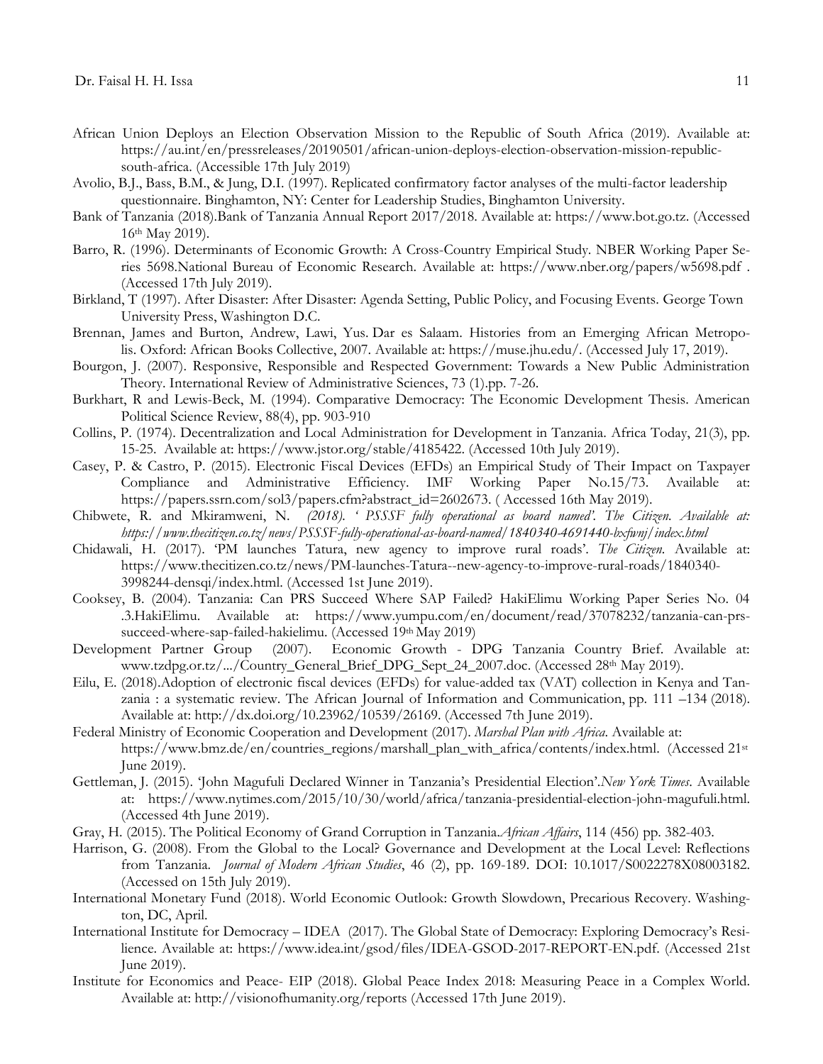African Union Deploys an Election Observation Mission to the Republic of South Africa (2019). Available at: https://au.int/en/pressreleases/20190501/african-union-deploys-election-observation-mission-republic-south-africa. (Accessible 17th July 2019)

Avolio, B.J., Bass, B.M., & Jung, D.I. (1997). Replicated confirmatory factor analyses of the multi-factor leadership questionnaire. Binghamton, NY: Center for Leadership Studies, Binghamton University.

Bank of Tanzania (2018).Bank of Tanzania Annual Report 2017/2018. Available at: https://www.bot.go.tz. (Accessed 16th May 2019).

Barro, R. (1996). Determinants of Economic Growth: A Cross-Country Empirical Study. NBER Working Paper Series 5698.National Bureau of Economic Research. Available at: https://www.nber.org/papers/w5698.pdf . (Accessed 17th July 2019).

Birkland, T (1997). After Disaster: After Disaster: Agenda Setting, Public Policy, and Focusing Events. George Town University Press, Washington D.C.

Brennan, James and Burton, Andrew, Lawi, Yus. Dar es Salaam. Histories from an Emerging African Metropolis. Oxford: African Books Collective, 2007. Available at: https://muse.jhu.edu/. (Accessed July 17, 2019).

Bourgon, J. (2007). Responsive, Responsible and Respected Government: Towards a New Public Administration Theory. International Review of Administrative Sciences, 73 (1).pp. 7-26.

Burkhart, R and Lewis-Beck, M. (1994). Comparative Democracy: The Economic Development Thesis. American Political Science Review, 88(4), pp. 903-910

Collins, P. (1974). Decentralization and Local Administration for Development in Tanzania. Africa Today, 21(3), pp. 15-25. Available at: https://www.jstor.org/stable/4185422. (Accessed 10th July 2019).

Casey, P. & Castro, P. (2015). Electronic Fiscal Devices (EFDs) an Empirical Study of Their Impact on Taxpayer Compliance and Administrative Efficiency. IMF Working Paper No.15/73. Available at: https://papers.ssrn.com/sol3/papers.cfm?abstract_id=2602673. ( Accessed 16th May 2019).

Chibwete, R. and Mkiramweni, N. *(2018). ' PSSSF fully operational as board named'. The Citizen. Available at: https://www.thecitizen.co.tz/news/PSSSF-fully-operational-as-board-named/1840340-4691440-bxfwnj/index.html*

Chidawali, H. (2017). 'PM launches Tatura, new agency to improve rural roads'. *The Citizen.* Available at: https://www.thecitizen.co.tz/news/PM-launches-Tatura--new-agency-to-improve-rural-roads/1840340-3998244-densqi/index.html. (Accessed 1st June 2019).

Cooksey, B. (2004). Tanzania: Can PRS Succeed Where SAP Failed? HakiElimu Working Paper Series No. 04 .3.HakiElimu. Available at: https://www.yumpu.com/en/document/read/37078232/tanzania-can-prs-succeed-where-sap-failed-hakielimu. (Accessed 19th May 2019)

Development Partner Group (2007). Economic Growth - DPG Tanzania Country Brief. Available at: www.tzdpg.or.tz/.../Country_General_Brief_DPG_Sept_24_2007.doc. (Accessed 28th May 2019).

Eilu, E. (2018).Adoption of electronic fiscal devices (EFDs) for value-added tax (VAT) collection in Kenya and Tanzania : a systematic review. The African Journal of Information and Communication, pp. 111 –134 (2018). Available at: http://dx.doi.org/10.23962/10539/26169. (Accessed 7th June 2019).

Federal Ministry of Economic Cooperation and Development (2017). *Marshal Plan with Africa*. Available at: https://www.bmz.de/en/countries_regions/marshall_plan_with_africa/contents/index.html. (Accessed 21st June 2019).

Gettleman, J. (2015). 'John Magufuli Declared Winner in Tanzania's Presidential Election'.*New York Times*. Available at: https://www.nytimes.com/2015/10/30/world/africa/tanzania-presidential-election-john-magufuli.html. (Accessed 4th June 2019).

Gray, H. (2015). The Political Economy of Grand Corruption in Tanzania.*African Affairs*, 114 (456) pp. 382-403.

Harrison, G. (2008). From the Global to the Local? Governance and Development at the Local Level: Reflections from Tanzania. *Journal of Modern African Studies*, 46 (2), pp. 169-189. DOI: 10.1017/S0022278X08003182. (Accessed on 15th July 2019).

International Monetary Fund (2018). World Economic Outlook: Growth Slowdown, Precarious Recovery. Washington, DC, April.

International Institute for Democracy – IDEA (2017). The Global State of Democracy: Exploring Democracy's Resilience. Available at: https://www.idea.int/gsod/files/IDEA-GSOD-2017-REPORT-EN.pdf. (Accessed 21st June 2019).

Institute for Economics and Peace- EIP (2018). Global Peace Index 2018: Measuring Peace in a Complex World. Available at: http://visionofhumanity.org/reports (Accessed 17th June 2019).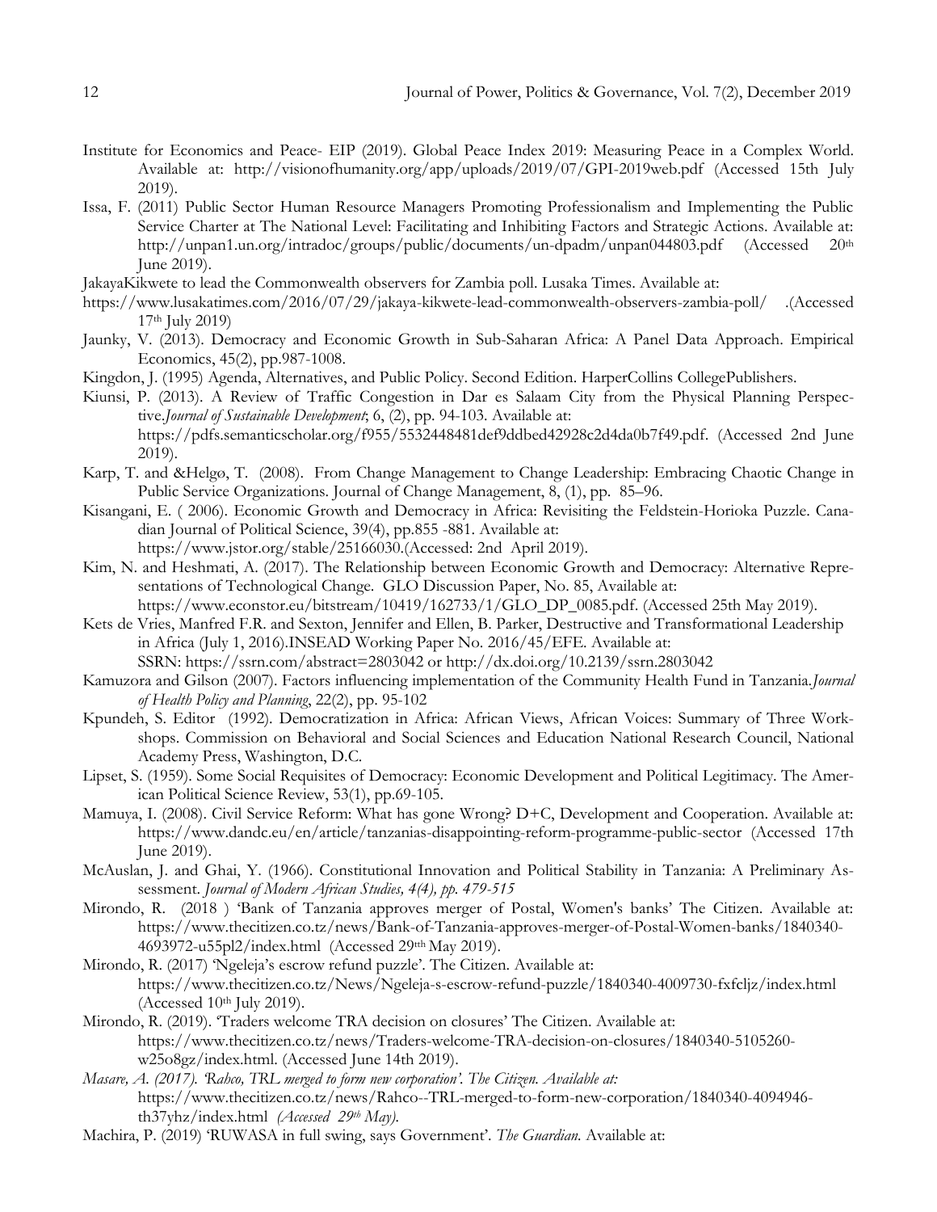Institute for Economics and Peace- EIP (2019). Global Peace Index 2019: Measuring Peace in a Complex World. Available at: http://visionofhumanity.org/app/uploads/2019/07/GPI-2019web.pdf (Accessed 15th July 2019).

Issa, F. (2011) Public Sector Human Resource Managers Promoting Professionalism and Implementing the Public Service Charter at The National Level: Facilitating and Inhibiting Factors and Strategic Actions. Available at: http://unpan1.un.org/intradoc/groups/public/documents/un-dpadm/unpan044803.pdf (Accessed 20th June 2019).

JakayaKikwete to lead the Commonwealth observers for Zambia poll. Lusaka Times. Available at:
https://www.lusakatimes.com/2016/07/29/jakaya-kikwete-lead-commonwealth-observers-zambia-poll/ .(Accessed 17th July 2019)

Jaunky, V. (2013). Democracy and Economic Growth in Sub-Saharan Africa: A Panel Data Approach. Empirical Economics, 45(2), pp.987-1008.

Kingdon, J. (1995) Agenda, Alternatives, and Public Policy. Second Edition. HarperCollins CollegePublishers.

Kiunsi, P. (2013). A Review of Traffic Congestion in Dar es Salaam City from the Physical Planning Perspective.*Journal of Sustainable Development*; 6, (2), pp. 94-103. Available at: https://pdfs.semanticscholar.org/f955/5532448481def9ddbed42928c2d4da0b7f49.pdf. (Accessed 2nd June 2019).

Karp, T. and &Helgø, T. (2008). From Change Management to Change Leadership: Embracing Chaotic Change in Public Service Organizations. Journal of Change Management, 8, (1), pp. 85–96.

Kisangani, E. ( 2006). Economic Growth and Democracy in Africa: Revisiting the Feldstein-Horioka Puzzle. Canadian Journal of Political Science, 39(4), pp.855 -881. Available at: https://www.jstor.org/stable/25166030.(Accessed: 2nd April 2019).

Kim, N. and Heshmati, A. (2017). The Relationship between Economic Growth and Democracy: Alternative Representations of Technological Change. GLO Discussion Paper, No. 85, Available at: https://www.econstor.eu/bitstream/10419/162733/1/GLO_DP_0085.pdf. (Accessed 25th May 2019).

Kets de Vries, Manfred F.R. and Sexton, Jennifer and Ellen, B. Parker, Destructive and Transformational Leadership in Africa (July 1, 2016).INSEAD Working Paper No. 2016/45/EFE. Available at: SSRN: https://ssrn.com/abstract=2803042 or http://dx.doi.org/10.2139/ssrn.2803042

Kamuzora and Gilson (2007). Factors influencing implementation of the Community Health Fund in Tanzania.*Journal of Health Policy and Planning*, 22(2), pp. 95-102

Kpundeh, S. Editor (1992). Democratization in Africa: African Views, African Voices: Summary of Three Workshops. Commission on Behavioral and Social Sciences and Education National Research Council, National Academy Press, Washington, D.C.

Lipset, S. (1959). Some Social Requisites of Democracy: Economic Development and Political Legitimacy. The American Political Science Review, 53(1), pp.69-105.

Mamuya, I. (2008). Civil Service Reform: What has gone Wrong? D+C, Development and Cooperation. Available at: https://www.dandc.eu/en/article/tanzanias-disappointing-reform-programme-public-sector (Accessed 17th June 2019).

McAuslan, J. and Ghai, Y. (1966). Constitutional Innovation and Political Stability in Tanzania: A Preliminary Assessment. *Journal of Modern African Studies, 4(4), pp. 479-515*

Mirondo, R. (2018 ) 'Bank of Tanzania approves merger of Postal, Women's banks' The Citizen. Available at: https://www.thecitizen.co.tz/news/Bank-of-Tanzania-approves-merger-of-Postal-Women-banks/1840340-4693972-u55pl2/index.html (Accessed 29th May 2019).

Mirondo, R. (2017) 'Ngeleja's escrow refund puzzle'. The Citizen. Available at: https://www.thecitizen.co.tz/News/Ngeleja-s-escrow-refund-puzzle/1840340-4009730-fxfcljz/index.html (Accessed 10th July 2019).

Mirondo, R. (2019). 'Traders welcome TRA decision on closures' The Citizen. Available at: https://www.thecitizen.co.tz/news/Traders-welcome-TRA-decision-on-closures/1840340-5105260-w25o8gz/index.html. (Accessed June 14th 2019).

*Masare, A. (2017). 'Rahco, TRL merged to form new corporation'. The Citizen. Available at:* https://www.thecitizen.co.tz/news/Rahco--TRL-merged-to-form-new-corporation/1840340-4094946-th37yhz/index.html *(Accessed 29th May).*

Machira, P. (2019) 'RUWASA in full swing, says Government'. *The Guardian.* Available at: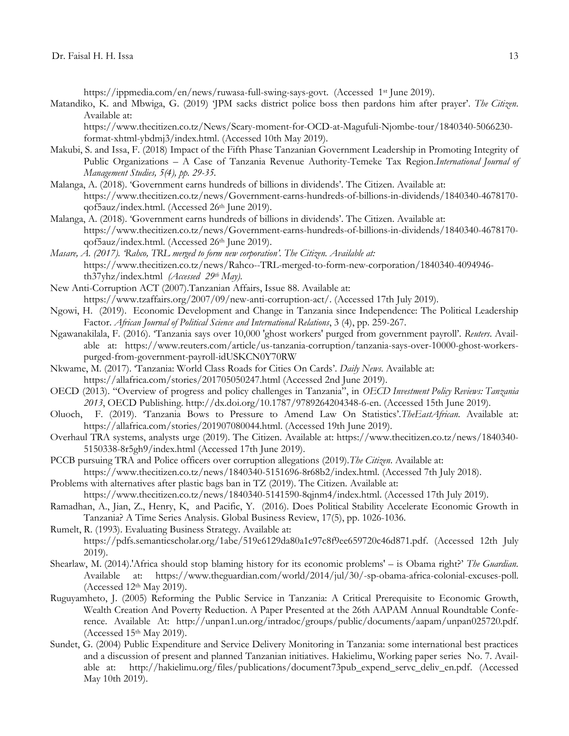https://ippmedia.com/en/news/ruwasa-full-swing-says-govt. (Accessed 1st June 2019).

Matandiko, K. and Mbwiga, G. (2019) 'JPM sacks district police boss then pardons him after prayer'. *The Citizen*. Available at: https://www.thecitizen.co.tz/News/Scary-moment-for-OCD-at-Magufuli-Njombe-tour/1840340-5066230-format-xhtml-ybdmj3/index.html. (Accessed 10th May 2019).

Makubi, S. and Issa, F. (2018) Impact of the Fifth Phase Tanzanian Government Leadership in Promoting Integrity of Public Organizations – A Case of Tanzania Revenue Authority-Temeke Tax Region.*International Journal of Management Studies, 5(4), pp. 29-35.*

Malanga, A. (2018). 'Government earns hundreds of billions in dividends'. The Citizen. Available at: https://www.thecitizen.co.tz/news/Government-earns-hundreds-of-billions-in-dividends/1840340-4678170-qof5auz/index.html. (Accessed 26th June 2019).

Malanga, A. (2018). 'Government earns hundreds of billions in dividends'. The Citizen. Available at: https://www.thecitizen.co.tz/news/Government-earns-hundreds-of-billions-in-dividends/1840340-4678170-qof5auz/index.html. (Accessed 26th June 2019).

*Masare, A. (2017). 'Rahco, TRL merged to form new corporation'. The Citizen. Available at:* https://www.thecitizen.co.tz/news/Rahco--TRL-merged-to-form-new-corporation/1840340-4094946-th37yhz/index.html *(Accessed 29th May).*

New Anti-Corruption ACT (2007).Tanzanian Affairs, Issue 88. Available at: https://www.tzaffairs.org/2007/09/new-anti-corruption-act/. (Accessed 17th July 2019).

Ngowi, H. (2019). Economic Development and Change in Tanzania since Independence: The Political Leadership Factor. *African Journal of Political Science and International Relations*, 3 (4), pp. 259-267.

Ngawanakilala, F. (2016). 'Tanzania says over 10,000 'ghost workers' purged from government payroll'. *Reuters*. Available at: https://www.reuters.com/article/us-tanzania-corruption/tanzania-says-over-10000-ghost-workers-purged-from-government-payroll-idUSKCN0Y70RW

Nkwame, M. (2017). 'Tanzania: World Class Roads for Cities On Cards'. *Daily News*. Available at: https://allafrica.com/stories/201705050247.html (Accessed 2nd June 2019).

OECD (2013). "Overview of progress and policy challenges in Tanzania", in *OECD Investment Policy Reviews: Tanzania 2013*, OECD Publishing. http://dx.doi.org/10.1787/9789264204348-6-en. (Accessed 15th June 2019).

Oluoch, F. (2019). 'Tanzania Bows to Pressure to Amend Law On Statistics'.*TheEastAfrican*. Available at: https://allafrica.com/stories/201907080044.html. (Accessed 19th June 2019).

Overhaul TRA systems, analysts urge (2019). The Citizen. Available at: https://www.thecitizen.co.tz/news/1840340-5150338-8r5gh9/index.html (Accessed 17th June 2019).

PCCB pursuing TRA and Police officers over corruption allegations (2019).*The Citizen*. Available at: https://www.thecitizen.co.tz/news/1840340-5151696-8r68b2/index.html. (Accessed 7th July 2018).

Problems with alternatives after plastic bags ban in TZ (2019). The Citizen. Available at: https://www.thecitizen.co.tz/news/1840340-5141590-8qjnm4/index.html. (Accessed 17th July 2019).

Ramadhan, A., Jian, Z., Henry, K, and Pacific, Y. (2016). Does Political Stability Accelerate Economic Growth in Tanzania? A Time Series Analysis. Global Business Review, 17(5), pp. 1026-1036.

Rumelt, R. (1993). Evaluating Business Strategy. Available at: https://pdfs.semanticscholar.org/1abe/519e6129da80a1c97c8f9ee659720c46d871.pdf. (Accessed 12th July 2019).

Shearlaw, M. (2014).'Africa should stop blaming history for its economic problems' – is Obama right?' *The Guardian*. Available at: https://www.theguardian.com/world/2014/jul/30/-sp-obama-africa-colonial-excuses-poll. (Accessed 12th May 2019).

Ruguyamheto, J. (2005) Reforming the Public Service in Tanzania: A Critical Prerequisite to Economic Growth, Wealth Creation And Poverty Reduction. A Paper Presented at the 26th AAPAM Annual Roundtable Conference. Available At: http://unpan1.un.org/intradoc/groups/public/documents/aapam/unpan025720.pdf. (Accessed 15th May 2019).

Sundet, G. (2004) Public Expenditure and Service Delivery Monitoring in Tanzania: some international best practices and a discussion of present and planned Tanzanian initiatives. Hakielimu, Working paper series No. 7. Available at: http://hakielimu.org/files/publications/document73pub_expend_servc_deliv_en.pdf. (Accessed May 10th 2019).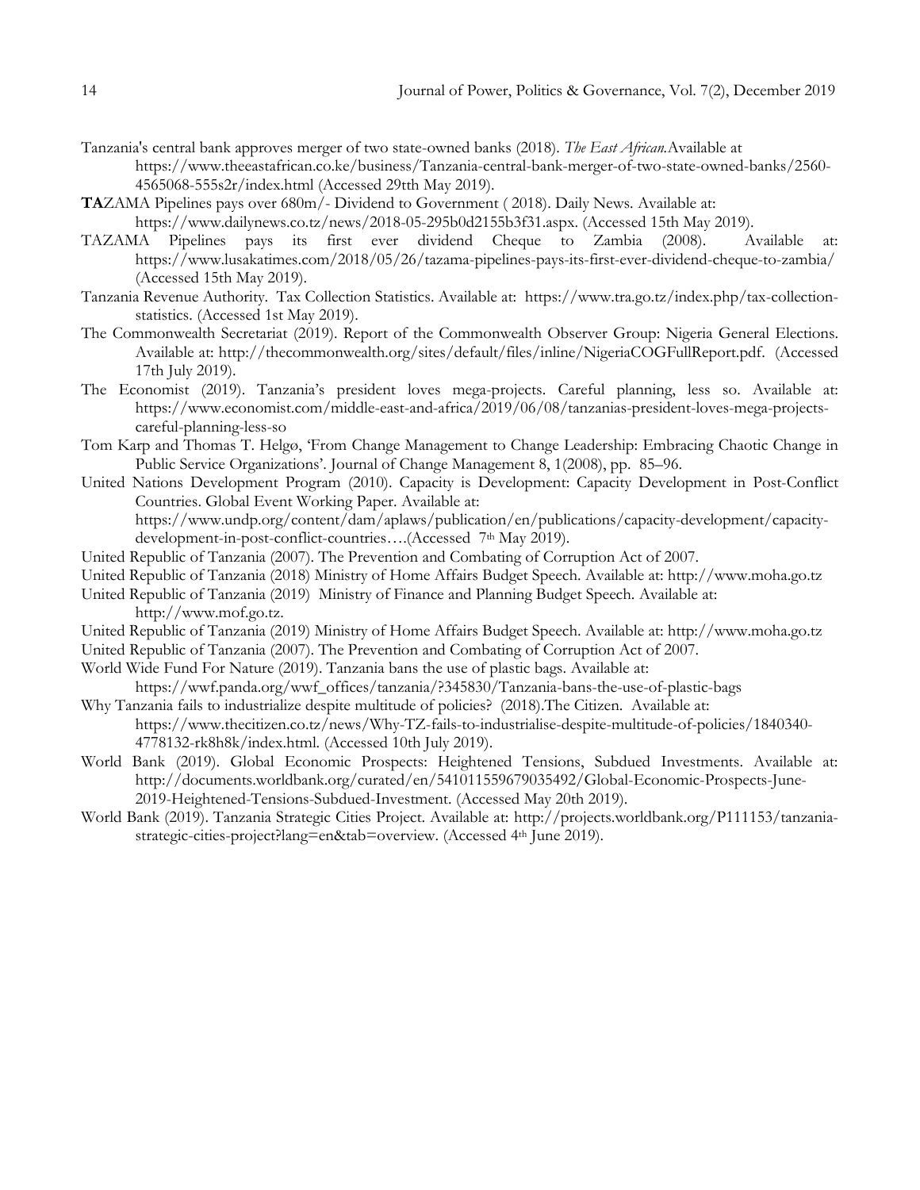Tanzania's central bank approves merger of two state-owned banks (2018). *The East African.*Available at https://www.theeastafrican.co.ke/business/Tanzania-central-bank-merger-of-two-state-owned-banks/2560-4565068-555s2r/index.html (Accessed 29tth May 2019).

**TA**ZAMA Pipelines pays over 680m/- Dividend to Government ( 2018). Daily News. Available at: https://www.dailynews.co.tz/news/2018-05-295b0d2155b3f31.aspx. (Accessed 15th May 2019).

TAZAMA Pipelines pays its first ever dividend Cheque to Zambia (2008). Available at: https://www.lusakatimes.com/2018/05/26/tazama-pipelines-pays-its-first-ever-dividend-cheque-to-zambia/ (Accessed 15th May 2019).

Tanzania Revenue Authority. Tax Collection Statistics. Available at: https://www.tra.go.tz/index.php/tax-collection-statistics. (Accessed 1st May 2019).

The Commonwealth Secretariat (2019). Report of the Commonwealth Observer Group: Nigeria General Elections. Available at: http://thecommonwealth.org/sites/default/files/inline/NigeriaCOGFullReport.pdf. (Accessed 17th July 2019).

The Economist (2019). Tanzania's president loves mega-projects. Careful planning, less so. Available at: https://www.economist.com/middle-east-and-africa/2019/06/08/tanzanias-president-loves-mega-projects-careful-planning-less-so

Tom Karp and Thomas T. Helgø, 'From Change Management to Change Leadership: Embracing Chaotic Change in Public Service Organizations'. Journal of Change Management 8, 1(2008), pp. 85–96.

United Nations Development Program (2010). Capacity is Development: Capacity Development in Post-Conflict Countries. Global Event Working Paper. Available at: https://www.undp.org/content/dam/aplaws/publication/en/publications/capacity-development/capacity-development-in-post-conflict-countries….(Accessed 7th May 2019).

United Republic of Tanzania (2007). The Prevention and Combating of Corruption Act of 2007.

United Republic of Tanzania (2018) Ministry of Home Affairs Budget Speech. Available at: http://www.moha.go.tz

United Republic of Tanzania (2019) Ministry of Finance and Planning Budget Speech. Available at: http://www.mof.go.tz.

United Republic of Tanzania (2019) Ministry of Home Affairs Budget Speech. Available at: http://www.moha.go.tz

United Republic of Tanzania (2007). The Prevention and Combating of Corruption Act of 2007.

World Wide Fund For Nature (2019). Tanzania bans the use of plastic bags. Available at: https://wwf.panda.org/wwf_offices/tanzania/?345830/Tanzania-bans-the-use-of-plastic-bags

Why Tanzania fails to industrialize despite multitude of policies? (2018).The Citizen. Available at: https://www.thecitizen.co.tz/news/Why-TZ-fails-to-industrialise-despite-multitude-of-policies/1840340-4778132-rk8h8k/index.html. (Accessed 10th July 2019).

World Bank (2019). Global Economic Prospects: Heightened Tensions, Subdued Investments. Available at: http://documents.worldbank.org/curated/en/541011559679035492/Global-Economic-Prospects-June-2019-Heightened-Tensions-Subdued-Investment. (Accessed May 20th 2019).

World Bank (2019). Tanzania Strategic Cities Project. Available at: http://projects.worldbank.org/P111153/tanzania-strategic-cities-project?lang=en&tab=overview. (Accessed 4th June 2019).